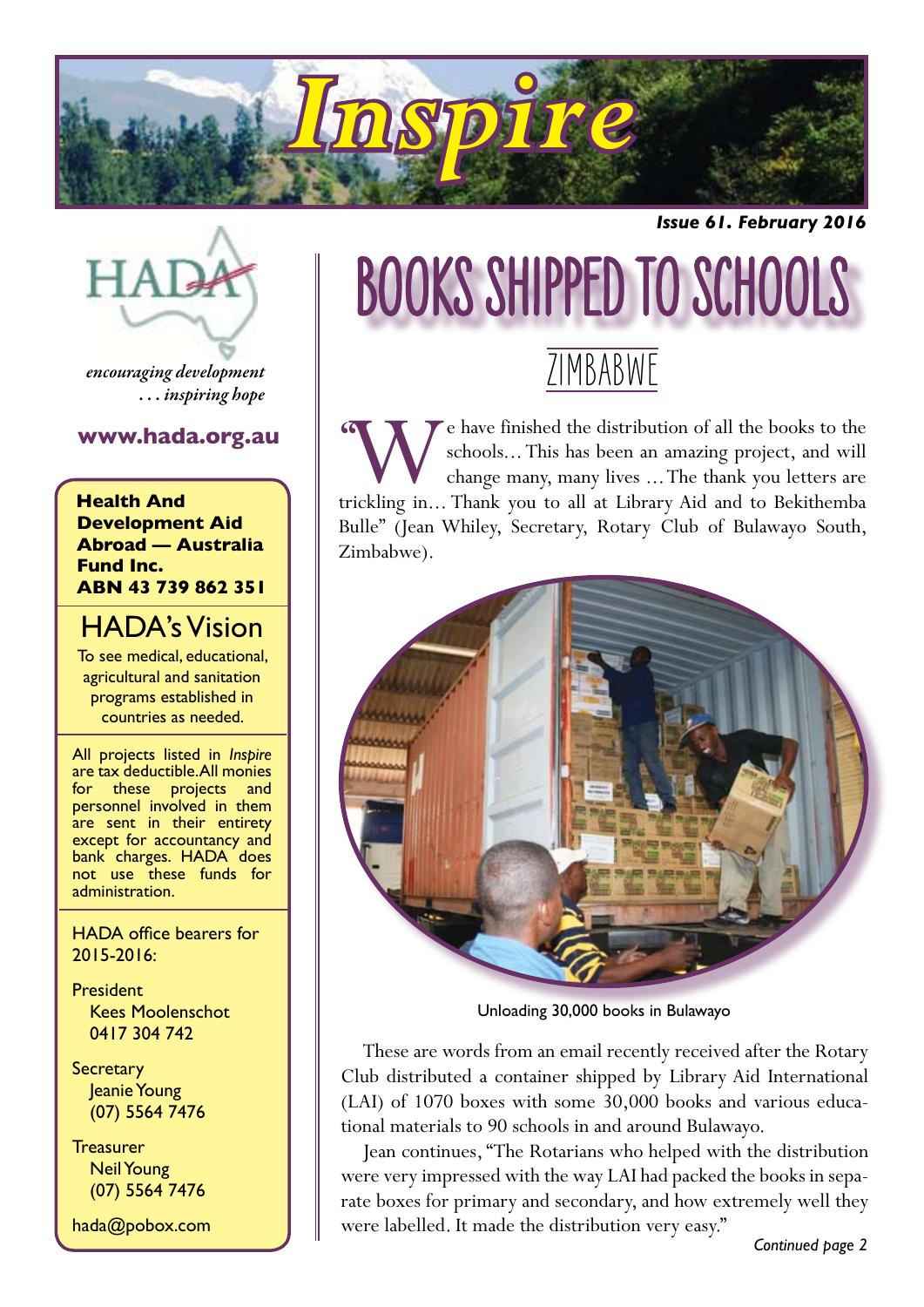# Inspire

*Issue 61. February 2016*

*encouraging development*
*. . . inspiring hope*

**www.hada.org.au**

**Health And Development Aid Abroad — Australia Fund Inc.**
**ABN 43 739 862 351**

## HADA's Vision

To see medical, educational, agricultural and sanitation programs established in countries as needed.

All projects listed in *Inspire* are tax deductible. All monies for these projects and personnel involved in them are sent in their entirety except for accountancy and bank charges. HADA does not use these funds for administration.

HADA office bearers for 2015-2016:

President
Kees Moolenschot
0417 304 742

Secretary
Jeanie Young
(07) 5564 7476

Treasurer
Neil Young
(07) 5564 7476

hada@pobox.com

# BOOKS SHIPPED TO SCHOOLS

## ZIMBABWE

"We have finished the distribution of all the books to the schools… This has been an amazing project, and will change many, many lives …The thank you letters are trickling in… Thank you to all at Library Aid and to Bekithemba Bulle" (Jean Whiley, Secretary, Rotary Club of Bulawayo South, Zimbabwe).

Unloading 30,000 books in Bulawayo

These are words from an email recently received after the Rotary Club distributed a container shipped by Library Aid International (LAI) of 1070 boxes with some 30,000 books and various educational materials to 90 schools in and around Bulawayo.

Jean continues, "The Rotarians who helped with the distribution were very impressed with the way LAI had packed the books in separate boxes for primary and secondary, and how extremely well they were labelled. It made the distribution very easy."

*Continued page 2*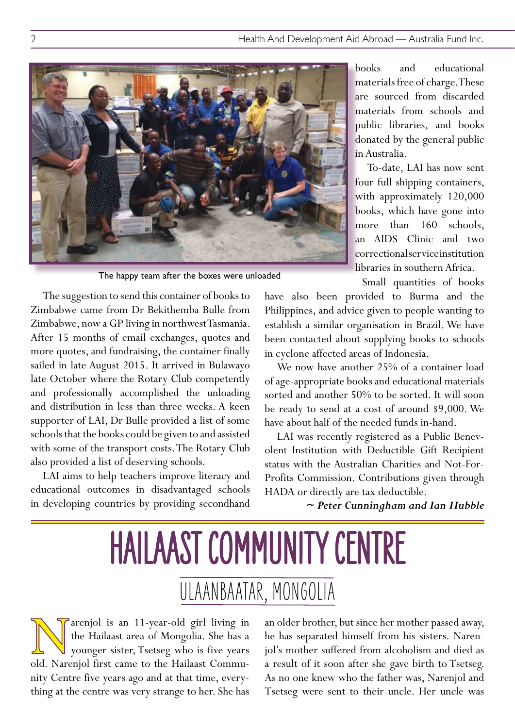The happy team after the boxes were unloaded

The suggestion to send this container of books to Zimbabwe came from Dr Bekithemba Bulle from Zimbabwe, now a GP living in northwest Tasmania. After 15 months of email exchanges, quotes and more quotes, and fundraising, the container finally sailed in late August 2015. It arrived in Bulawayo late October where the Rotary Club competently and professionally accomplished the unloading and distribution in less than three weeks. A keen supporter of LAI, Dr Bulle provided a list of some schools that the books could be given to and assisted with some of the transport costs. The Rotary Club also provided a list of deserving schools.

LAI aims to help teachers improve literacy and educational outcomes in disadvantaged schools in developing countries by providing secondhand books and educational materials free of charge. These are sourced from discarded materials from schools and public libraries, and books donated by the general public in Australia.

To-date, LAI has now sent four full shipping containers, with approximately 120,000 books, which have gone into more than 160 schools, an AIDS Clinic and two correctional service institution libraries in southern Africa.

Small quantities of books have also been provided to Burma and the Philippines, and advice given to people wanting to establish a similar organisation in Brazil. We have been contacted about supplying books to schools in cyclone affected areas of Indonesia.

We now have another 25% of a container load of age-appropriate books and educational materials sorted and another 50% to be sorted. It will soon be ready to send at a cost of around $9,000. We have about half of the needed funds in-hand.

LAI was recently registered as a Public Benevolent Institution with Deductible Gift Recipient status with the Australian Charities and Not-For-Profits Commission. Contributions given through HADA or directly are tax deductible.

***~ Peter Cunningham and Ian Hubble***

# HAILAAST COMMUNITY CENTRE

## ULAANBAATAR, MONGOLIA

Narenjol is an 11-year-old girl living in the Hailaast area of Mongolia. She has a younger sister, Tsetseg who is five years old. Narenjol first came to the Hailaast Community Centre five years ago and at that time, everything at the centre was very strange to her. She has an older brother, but since her mother passed away, he has separated himself from his sisters. Narenjol's mother suffered from alcoholism and died as a result of it soon after she gave birth to Tsetseg. As no one knew who the father was, Narenjol and Tsetseg were sent to their uncle. Her uncle was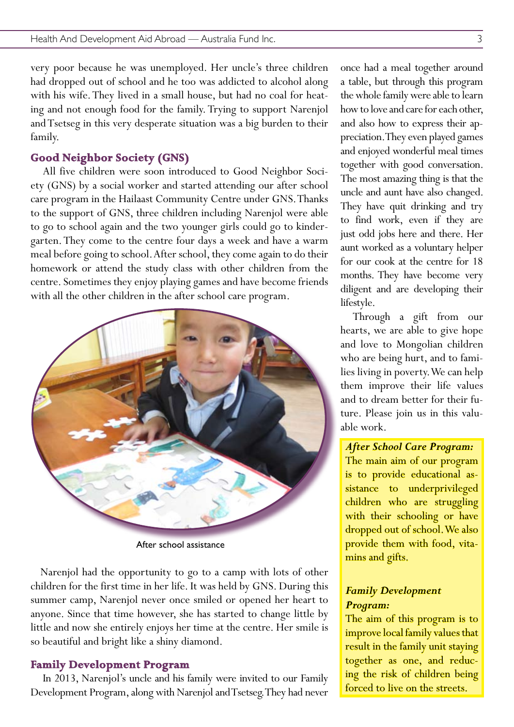very poor because he was unemployed. Her uncle's three children had dropped out of school and he too was addicted to alcohol along with his wife. They lived in a small house, but had no coal for heating and not enough food for the family. Trying to support Narenjol and Tsetseg in this very desperate situation was a big burden to their family.

## Good Neighbor Society (GNS)

All five children were soon introduced to Good Neighbor Society (GNS) by a social worker and started attending our after school care program in the Hailaast Community Centre under GNS. Thanks to the support of GNS, three children including Narenjol were able to go to school again and the two younger girls could go to kindergarten. They come to the centre four days a week and have a warm meal before going to school. After school, they come again to do their homework or attend the study class with other children from the centre. Sometimes they enjoy playing games and have become friends with all the other children in the after school care program.

After school assistance

Narenjol had the opportunity to go to a camp with lots of other children for the first time in her life. It was held by GNS. During this summer camp, Narenjol never once smiled or opened her heart to anyone. Since that time however, she has started to change little by little and now she entirely enjoys her time at the centre. Her smile is so beautiful and bright like a shiny diamond.

## Family Development Program

In 2013, Narenjol's uncle and his family were invited to our Family Development Program, along with Narenjol and Tsetseg. They had never once had a meal together around a table, but through this program the whole family were able to learn how to love and care for each other, and also how to express their appreciation. They even played games and enjoyed wonderful meal times together with good conversation. The most amazing thing is that the uncle and aunt have also changed. They have quit drinking and try to find work, even if they are just odd jobs here and there. Her aunt worked as a voluntary helper for our cook at the centre for 18 months. They have become very diligent and are developing their lifestyle.

Through a gift from our hearts, we are able to give hope and love to Mongolian children who are being hurt, and to families living in poverty. We can help them improve their life values and to dream better for their future. Please join us in this valuable work.

***After School Care Program:***
The main aim of our program is to provide educational assistance to underprivileged children who are struggling with their schooling or have dropped out of school. We also provide them with food, vitamins and gifts.

***Family Development Program:***
The aim of this program is to improve local family values that result in the family unit staying together as one, and reducing the risk of children being forced to live on the streets.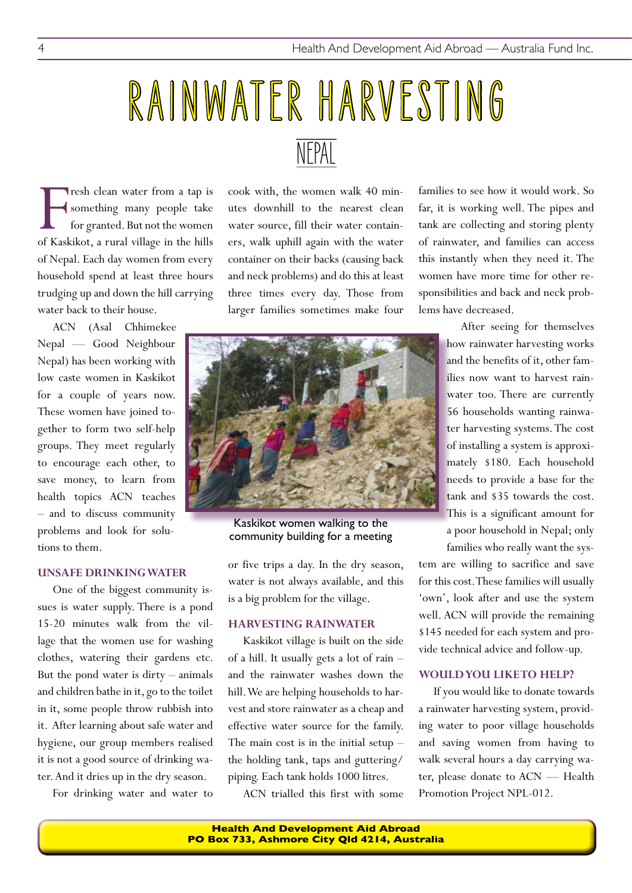# RAINWATER HARVESTING

## NEPAL

Fresh clean water from a tap is something many people take for granted. But not the women of Kaskikot, a rural village in the hills of Nepal. Each day women from every household spend at least three hours trudging up and down the hill carrying water back to their house.

ACN (Asal Chhimekee Nepal — Good Neighbour Nepal) has been working with low caste women in Kaskikot for a couple of years now. These women have joined together to form two self-help groups. They meet regularly to encourage each other, to save money, to learn from health topics ACN teaches – and to discuss community problems and look for solutions to them.

### UNSAFE DRINKING WATER

One of the biggest community issues is water supply. There is a pond 15-20 minutes walk from the village that the women use for washing clothes, watering their gardens etc. But the pond water is dirty – animals and children bathe in it, go to the toilet in it, some people throw rubbish into it. After learning about safe water and hygiene, our group members realised it is not a good source of drinking water. And it dries up in the dry season.

For drinking water and water to cook with, the women walk 40 minutes downhill to the nearest clean water source, fill their water containers, walk uphill again with the water container on their backs (causing back and neck problems) and do this at least three times every day. Those from larger families sometimes make four or five trips a day. In the dry season, water is not always available, and this is a big problem for the village.

Kaskikot women walking to the community building for a meeting

### HARVESTING RAINWATER

Kaskikot village is built on the side of a hill. It usually gets a lot of rain – and the rainwater washes down the hill. We are helping households to harvest and store rainwater as a cheap and effective water source for the family. The main cost is in the initial setup – the holding tank, taps and guttering/piping. Each tank holds 1000 litres.

ACN trialled this first with some families to see how it would work. So far, it is working well. The pipes and tank are collecting and storing plenty of rainwater, and families can access this instantly when they need it. The women have more time for other responsibilities and back and neck problems have decreased.

After seeing for themselves how rainwater harvesting works and the benefits of it, other families now want to harvest rainwater too. There are currently 56 households wanting rainwater harvesting systems. The cost of installing a system is approximately $180. Each household needs to provide a base for the tank and $35 towards the cost. This is a significant amount for a poor household in Nepal; only families who really want the system are willing to sacrifice and save for this cost. These families will usually 'own', look after and use the system well. ACN will provide the remaining $145 needed for each system and provide technical advice and follow-up.

### WOULD YOU LIKE TO HELP?

If you would like to donate towards a rainwater harvesting system, providing water to poor village households and saving women from having to walk several hours a day carrying water, please donate to ACN — Health Promotion Project NPL-012.

**Health And Development Aid Abroad**
**PO Box 733, Ashmore City Qld 4214, Australia**